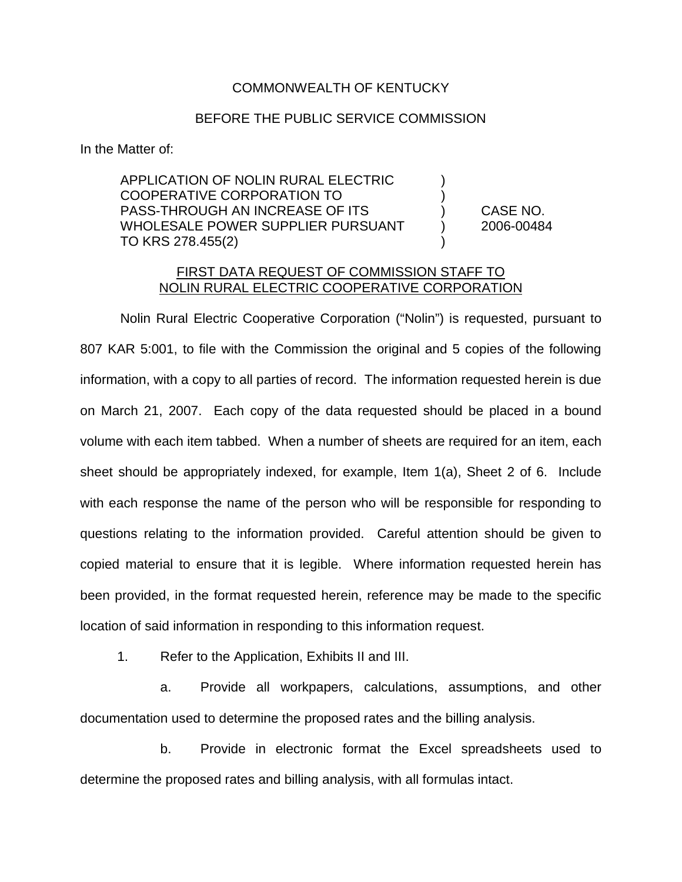COMMONWEALTH OF KENTUCKY

BEFORE THE PUBLIC SERVICE COMMISSION

In the Matter of:

| | | |
|---|---|---|
| APPLICATION OF NOLIN RURAL ELECTRIC COOPERATIVE CORPORATION TO PASS-THROUGH AN INCREASE OF ITS WHOLESALE POWER SUPPLIER PURSUANT TO KRS 278.455(2) | ) | CASE NO. 2006-00484 |

FIRST DATA REQUEST OF COMMISSION STAFF TO NOLIN RURAL ELECTRIC COOPERATIVE CORPORATION

Nolin Rural Electric Cooperative Corporation ("Nolin") is requested, pursuant to 807 KAR 5:001, to file with the Commission the original and 5 copies of the following information, with a copy to all parties of record. The information requested herein is due on March 21, 2007. Each copy of the data requested should be placed in a bound volume with each item tabbed. When a number of sheets are required for an item, each sheet should be appropriately indexed, for example, Item 1(a), Sheet 2 of 6. Include with each response the name of the person who will be responsible for responding to questions relating to the information provided. Careful attention should be given to copied material to ensure that it is legible. Where information requested herein has been provided, in the format requested herein, reference may be made to the specific location of said information in responding to this information request.

1. Refer to the Application, Exhibits II and III.

   a. Provide all workpapers, calculations, assumptions, and other documentation used to determine the proposed rates and the billing analysis.

   b. Provide in electronic format the Excel spreadsheets used to determine the proposed rates and billing analysis, with all formulas intact.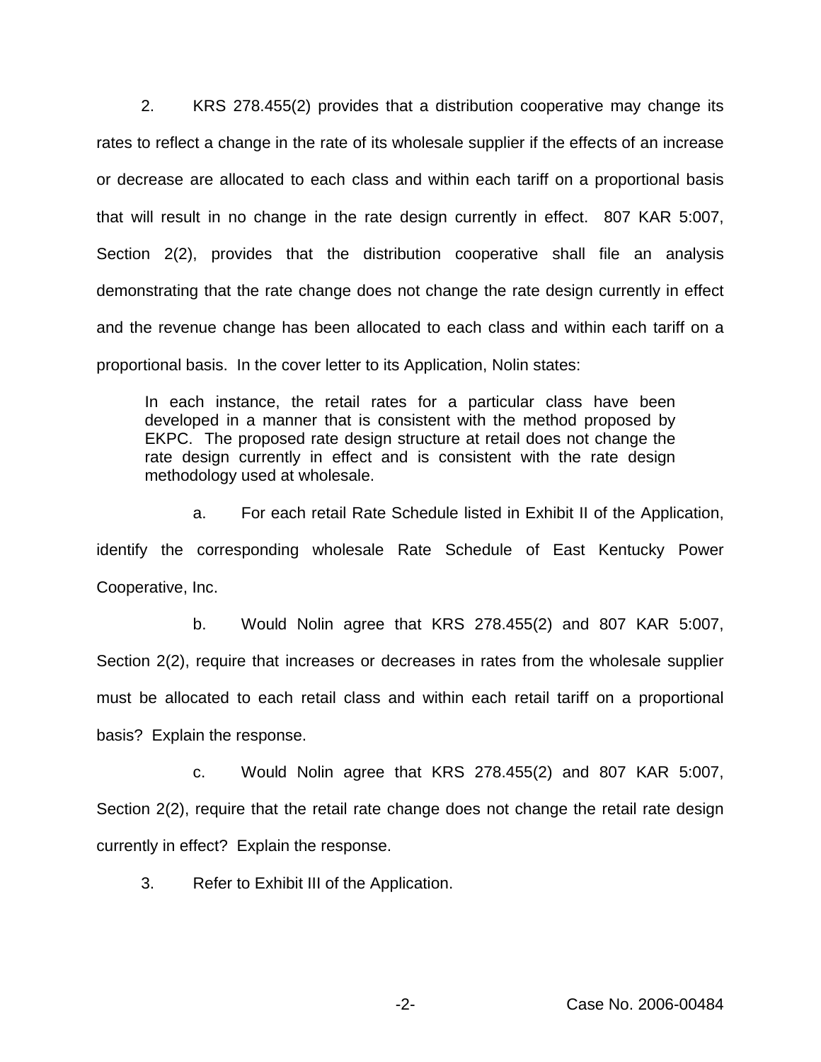2. KRS 278.455(2) provides that a distribution cooperative may change its rates to reflect a change in the rate of its wholesale supplier if the effects of an increase or decrease are allocated to each class and within each tariff on a proportional basis that will result in no change in the rate design currently in effect. 807 KAR 5:007, Section 2(2), provides that the distribution cooperative shall file an analysis demonstrating that the rate change does not change the rate design currently in effect and the revenue change has been allocated to each class and within each tariff on a proportional basis. In the cover letter to its Application, Nolin states:

> In each instance, the retail rates for a particular class have been developed in a manner that is consistent with the method proposed by EKPC. The proposed rate design structure at retail does not change the rate design currently in effect and is consistent with the rate design methodology used at wholesale.

a. For each retail Rate Schedule listed in Exhibit II of the Application, identify the corresponding wholesale Rate Schedule of East Kentucky Power Cooperative, Inc.

b. Would Nolin agree that KRS 278.455(2) and 807 KAR 5:007, Section 2(2), require that increases or decreases in rates from the wholesale supplier must be allocated to each retail class and within each retail tariff on a proportional basis? Explain the response.

c. Would Nolin agree that KRS 278.455(2) and 807 KAR 5:007, Section 2(2), require that the retail rate change does not change the retail rate design currently in effect? Explain the response.

3. Refer to Exhibit III of the Application.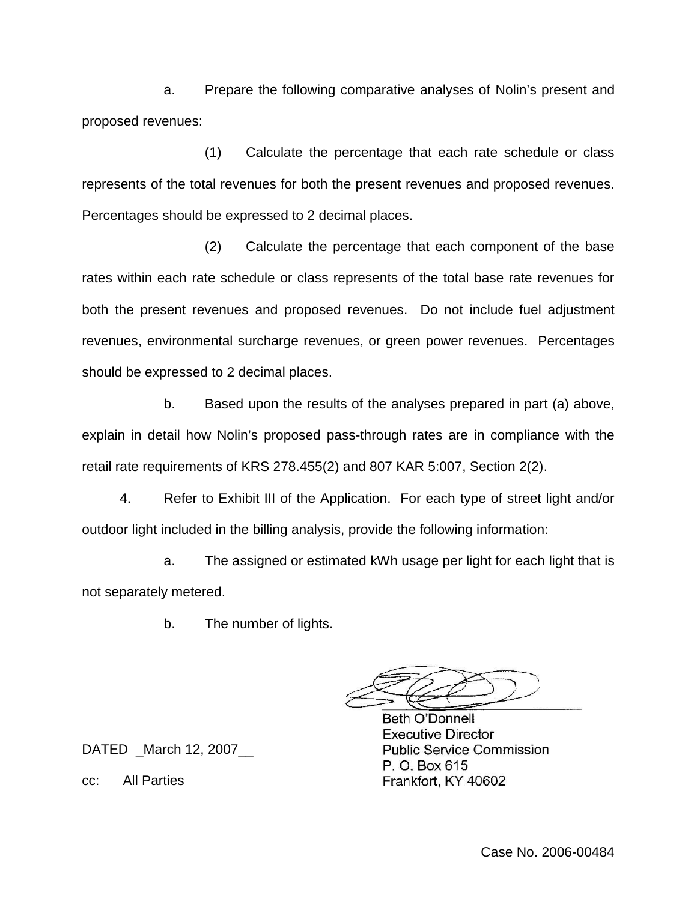a. Prepare the following comparative analyses of Nolin's present and proposed revenues:

(1) Calculate the percentage that each rate schedule or class represents of the total revenues for both the present revenues and proposed revenues. Percentages should be expressed to 2 decimal places.

(2) Calculate the percentage that each component of the base rates within each rate schedule or class represents of the total base rate revenues for both the present revenues and proposed revenues. Do not include fuel adjustment revenues, environmental surcharge revenues, or green power revenues. Percentages should be expressed to 2 decimal places.

b. Based upon the results of the analyses prepared in part (a) above, explain in detail how Nolin's proposed pass-through rates are in compliance with the retail rate requirements of KRS 278.455(2) and 807 KAR 5:007, Section 2(2).

4. Refer to Exhibit III of the Application. For each type of street light and/or outdoor light included in the billing analysis, provide the following information:

a. The assigned or estimated kWh usage per light for each light that is not separately metered.

b. The number of lights.

Beth O'Donnell
Executive Director
Public Service Commission
P. O. Box 615
Frankfort, KY 40602

DATED March 12, 2007

cc: All Parties

Case No. 2006-00484